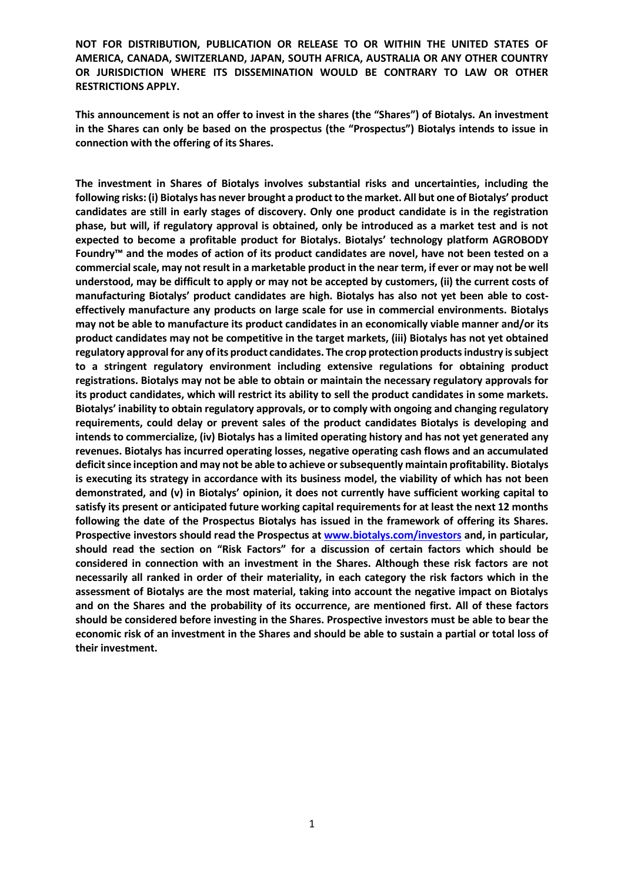**NOT FOR DISTRIBUTION, PUBLICATION OR RELEASE TO OR WITHIN THE UNITED STATES OF AMERICA, CANADA, SWITZERLAND, JAPAN, SOUTH AFRICA, AUSTRALIA OR ANY OTHER COUNTRY OR JURISDICTION WHERE ITS DISSEMINATION WOULD BE CONTRARY TO LAW OR OTHER RESTRICTIONS APPLY.**

**This announcement is not an offer to invest in the shares (the "Shares") of Biotalys. An investment in the Shares can only be based on the prospectus (the "Prospectus") Biotalys intends to issue in connection with the offering of its Shares.**

**The investment in Shares of Biotalys involves substantial risks and uncertainties, including the following risks: (i) Biotalys has never brought a product to the market. All but one of Biotalys' product candidates are still in early stages of discovery. Only one product candidate is in the registration phase, but will, if regulatory approval is obtained, only be introduced as a market test and is not expected to become a profitable product for Biotalys. Biotalys' technology platform AGROBODY Foundry™ and the modes of action of its product candidates are novel, have not been tested on a commercial scale, may not result in a marketable product in the near term, if ever or may not be well understood, may be difficult to apply or may not be accepted by customers, (ii) the current costs of manufacturing Biotalys' product candidates are high. Biotalys has also not yet been able to cost-effectively manufacture any products on large scale for use in commercial environments. Biotalys may not be able to manufacture its product candidates in an economically viable manner and/or its product candidates may not be competitive in the target markets, (iii) Biotalys has not yet obtained regulatory approval for any of its product candidates. The crop protection products industry is subject to a stringent regulatory environment including extensive regulations for obtaining product registrations. Biotalys may not be able to obtain or maintain the necessary regulatory approvals for its product candidates, which will restrict its ability to sell the product candidates in some markets. Biotalys' inability to obtain regulatory approvals, or to comply with ongoing and changing regulatory requirements, could delay or prevent sales of the product candidates Biotalys is developing and intends to commercialize, (iv) Biotalys has a limited operating history and has not yet generated any revenues. Biotalys has incurred operating losses, negative operating cash flows and an accumulated deficit since inception and may not be able to achieve or subsequently maintain profitability. Biotalys is executing its strategy in accordance with its business model, the viability of which has not been demonstrated, and (v) in Biotalys' opinion, it does not currently have sufficient working capital to satisfy its present or anticipated future working capital requirements for at least the next 12 months following the date of the Prospectus Biotalys has issued in the framework of offering its Shares. Prospective investors should read the Prospectus at [www.biotalys.com/investors](http://www.biotalys.com/investors) and, in particular, should read the section on "Risk Factors" for a discussion of certain factors which should be considered in connection with an investment in the Shares. Although these risk factors are not necessarily all ranked in order of their materiality, in each category the risk factors which in the assessment of Biotalys are the most material, taking into account the negative impact on Biotalys and on the Shares and the probability of its occurrence, are mentioned first. All of these factors should be considered before investing in the Shares. Prospective investors must be able to bear the economic risk of an investment in the Shares and should be able to sustain a partial or total loss of their investment.**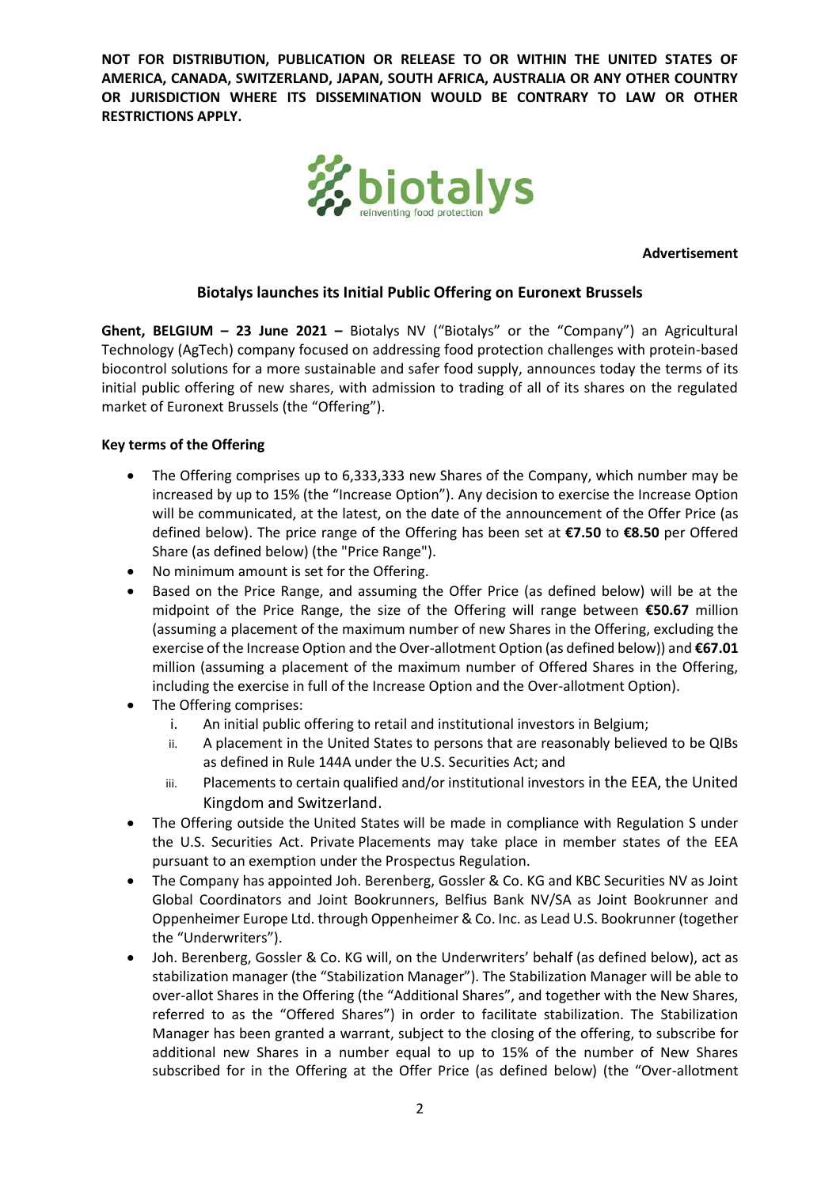**NOT FOR DISTRIBUTION, PUBLICATION OR RELEASE TO OR WITHIN THE UNITED STATES OF AMERICA, CANADA, SWITZERLAND, JAPAN, SOUTH AFRICA, AUSTRALIA OR ANY OTHER COUNTRY OR JURISDICTION WHERE ITS DISSEMINATION WOULD BE CONTRARY TO LAW OR OTHER RESTRICTIONS APPLY.**

**Advertisement**

## Biotalys launches its Initial Public Offering on Euronext Brussels

**Ghent, BELGIUM – 23 June 2021 –** Biotalys NV ("Biotalys" or the "Company") an Agricultural Technology (AgTech) company focused on addressing food protection challenges with protein-based biocontrol solutions for a more sustainable and safer food supply, announces today the terms of its initial public offering of new shares, with admission to trading of all of its shares on the regulated market of Euronext Brussels (the "Offering").

**Key terms of the Offering**

- The Offering comprises up to 6,333,333 new Shares of the Company, which number may be increased by up to 15% (the "Increase Option"). Any decision to exercise the Increase Option will be communicated, at the latest, on the date of the announcement of the Offer Price (as defined below). The price range of the Offering has been set at **€7.50** to **€8.50** per Offered Share (as defined below) (the "Price Range").
- No minimum amount is set for the Offering.
- Based on the Price Range, and assuming the Offer Price (as defined below) will be at the midpoint of the Price Range, the size of the Offering will range between **€50.67** million (assuming a placement of the maximum number of new Shares in the Offering, excluding the exercise of the Increase Option and the Over-allotment Option (as defined below)) and **€67.01** million (assuming a placement of the maximum number of Offered Shares in the Offering, including the exercise in full of the Increase Option and the Over-allotment Option).
- The Offering comprises:
    i. An initial public offering to retail and institutional investors in Belgium;
    ii. A placement in the United States to persons that are reasonably believed to be QIBs as defined in Rule 144A under the U.S. Securities Act; and
    iii. Placements to certain qualified and/or institutional investors in the EEA, the United Kingdom and Switzerland.
- The Offering outside the United States will be made in compliance with Regulation S under the U.S. Securities Act. Private Placements may take place in member states of the EEA pursuant to an exemption under the Prospectus Regulation.
- The Company has appointed Joh. Berenberg, Gossler & Co. KG and KBC Securities NV as Joint Global Coordinators and Joint Bookrunners, Belfius Bank NV/SA as Joint Bookrunner and Oppenheimer Europe Ltd. through Oppenheimer & Co. Inc. as Lead U.S. Bookrunner (together the "Underwriters").
- Joh. Berenberg, Gossler & Co. KG will, on the Underwriters' behalf (as defined below), act as stabilization manager (the "Stabilization Manager"). The Stabilization Manager will be able to over-allot Shares in the Offering (the "Additional Shares", and together with the New Shares, referred to as the "Offered Shares") in order to facilitate stabilization. The Stabilization Manager has been granted a warrant, subject to the closing of the offering, to subscribe for additional new Shares in a number equal to up to 15% of the number of New Shares subscribed for in the Offering at the Offer Price (as defined below) (the "Over-allotment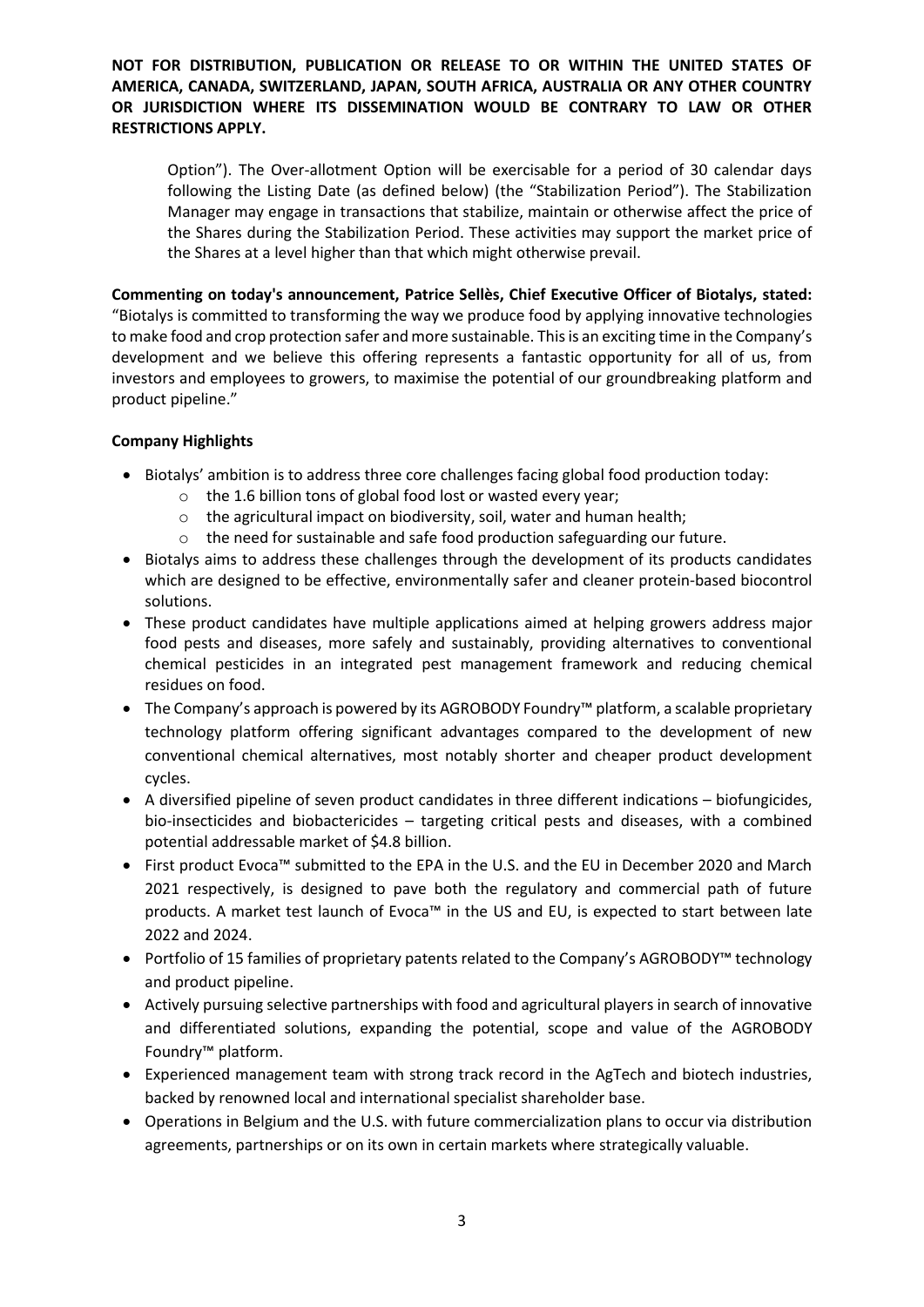**NOT FOR DISTRIBUTION, PUBLICATION OR RELEASE TO OR WITHIN THE UNITED STATES OF AMERICA, CANADA, SWITZERLAND, JAPAN, SOUTH AFRICA, AUSTRALIA OR ANY OTHER COUNTRY OR JURISDICTION WHERE ITS DISSEMINATION WOULD BE CONTRARY TO LAW OR OTHER RESTRICTIONS APPLY.**

Option"). The Over-allotment Option will be exercisable for a period of 30 calendar days following the Listing Date (as defined below) (the "Stabilization Period"). The Stabilization Manager may engage in transactions that stabilize, maintain or otherwise affect the price of the Shares during the Stabilization Period. These activities may support the market price of the Shares at a level higher than that which might otherwise prevail.

**Commenting on today's announcement, Patrice Sellès, Chief Executive Officer of Biotalys, stated:** "Biotalys is committed to transforming the way we produce food by applying innovative technologies to make food and crop protection safer and more sustainable. This is an exciting time in the Company's development and we believe this offering represents a fantastic opportunity for all of us, from investors and employees to growers, to maximise the potential of our groundbreaking platform and product pipeline."

**Company Highlights**

- Biotalys' ambition is to address three core challenges facing global food production today:
  - the 1.6 billion tons of global food lost or wasted every year;
  - the agricultural impact on biodiversity, soil, water and human health;
  - the need for sustainable and safe food production safeguarding our future.
- Biotalys aims to address these challenges through the development of its products candidates which are designed to be effective, environmentally safer and cleaner protein-based biocontrol solutions.
- These product candidates have multiple applications aimed at helping growers address major food pests and diseases, more safely and sustainably, providing alternatives to conventional chemical pesticides in an integrated pest management framework and reducing chemical residues on food.
- The Company's approach is powered by its AGROBODY Foundry™ platform, a scalable proprietary technology platform offering significant advantages compared to the development of new conventional chemical alternatives, most notably shorter and cheaper product development cycles.
- A diversified pipeline of seven product candidates in three different indications – biofungicides, bio-insecticides and biobactericides – targeting critical pests and diseases, with a combined potential addressable market of $4.8 billion.
- First product Evoca™ submitted to the EPA in the U.S. and the EU in December 2020 and March 2021 respectively, is designed to pave both the regulatory and commercial path of future products. A market test launch of Evoca™ in the US and EU, is expected to start between late 2022 and 2024.
- Portfolio of 15 families of proprietary patents related to the Company's AGROBODY™ technology and product pipeline.
- Actively pursuing selective partnerships with food and agricultural players in search of innovative and differentiated solutions, expanding the potential, scope and value of the AGROBODY Foundry™ platform.
- Experienced management team with strong track record in the AgTech and biotech industries, backed by renowned local and international specialist shareholder base.
- Operations in Belgium and the U.S. with future commercialization plans to occur via distribution agreements, partnerships or on its own in certain markets where strategically valuable.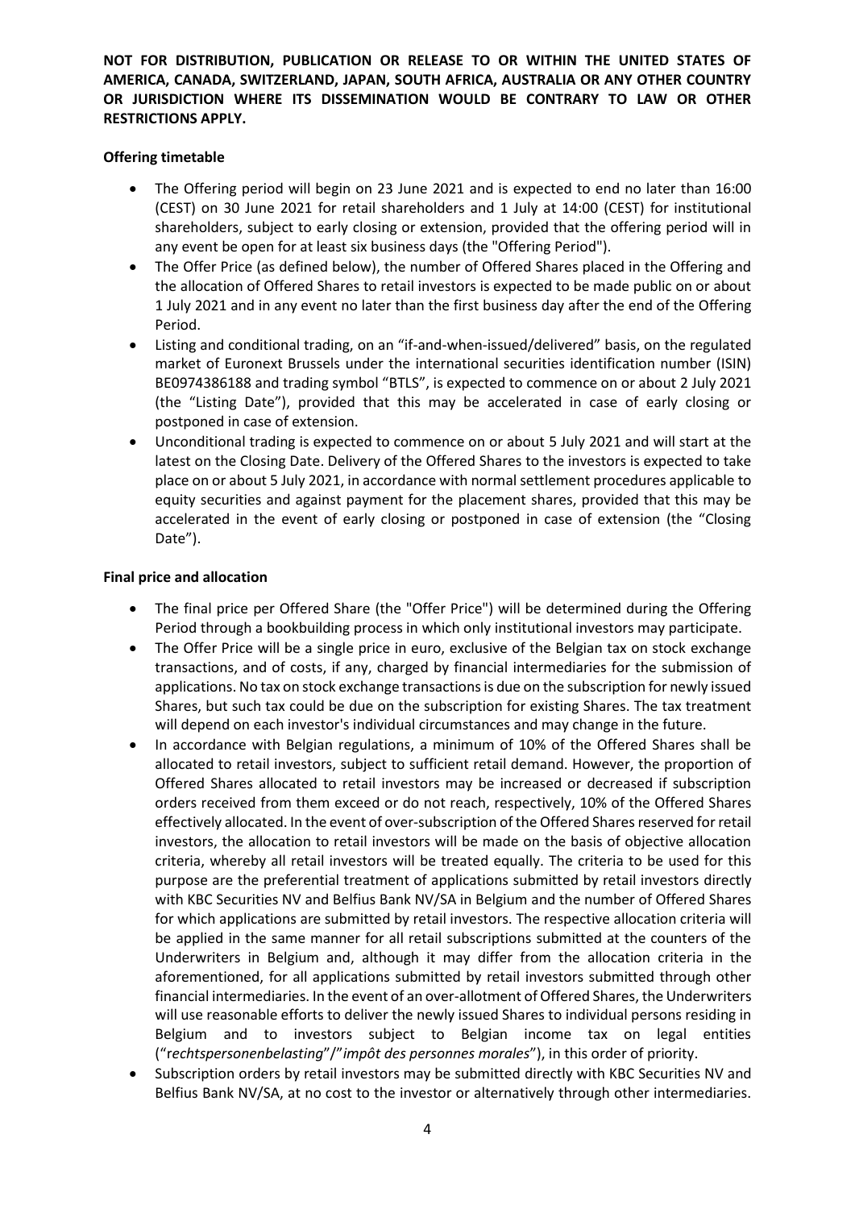**NOT FOR DISTRIBUTION, PUBLICATION OR RELEASE TO OR WITHIN THE UNITED STATES OF AMERICA, CANADA, SWITZERLAND, JAPAN, SOUTH AFRICA, AUSTRALIA OR ANY OTHER COUNTRY OR JURISDICTION WHERE ITS DISSEMINATION WOULD BE CONTRARY TO LAW OR OTHER RESTRICTIONS APPLY.**

**Offering timetable**

- The Offering period will begin on 23 June 2021 and is expected to end no later than 16:00 (CEST) on 30 June 2021 for retail shareholders and 1 July at 14:00 (CEST) for institutional shareholders, subject to early closing or extension, provided that the offering period will in any event be open for at least six business days (the "Offering Period").
- The Offer Price (as defined below), the number of Offered Shares placed in the Offering and the allocation of Offered Shares to retail investors is expected to be made public on or about 1 July 2021 and in any event no later than the first business day after the end of the Offering Period.
- Listing and conditional trading, on an "if-and-when-issued/delivered" basis, on the regulated market of Euronext Brussels under the international securities identification number (ISIN) BE0974386188 and trading symbol "BTLS", is expected to commence on or about 2 July 2021 (the "Listing Date"), provided that this may be accelerated in case of early closing or postponed in case of extension.
- Unconditional trading is expected to commence on or about 5 July 2021 and will start at the latest on the Closing Date. Delivery of the Offered Shares to the investors is expected to take place on or about 5 July 2021, in accordance with normal settlement procedures applicable to equity securities and against payment for the placement shares, provided that this may be accelerated in the event of early closing or postponed in case of extension (the "Closing Date").

**Final price and allocation**

- The final price per Offered Share (the "Offer Price") will be determined during the Offering Period through a bookbuilding process in which only institutional investors may participate.
- The Offer Price will be a single price in euro, exclusive of the Belgian tax on stock exchange transactions, and of costs, if any, charged by financial intermediaries for the submission of applications. No tax on stock exchange transactions is due on the subscription for newly issued Shares, but such tax could be due on the subscription for existing Shares. The tax treatment will depend on each investor's individual circumstances and may change in the future.
- In accordance with Belgian regulations, a minimum of 10% of the Offered Shares shall be allocated to retail investors, subject to sufficient retail demand. However, the proportion of Offered Shares allocated to retail investors may be increased or decreased if subscription orders received from them exceed or do not reach, respectively, 10% of the Offered Shares effectively allocated. In the event of over-subscription of the Offered Shares reserved for retail investors, the allocation to retail investors will be made on the basis of objective allocation criteria, whereby all retail investors will be treated equally. The criteria to be used for this purpose are the preferential treatment of applications submitted by retail investors directly with KBC Securities NV and Belfius Bank NV/SA in Belgium and the number of Offered Shares for which applications are submitted by retail investors. The respective allocation criteria will be applied in the same manner for all retail subscriptions submitted at the counters of the Underwriters in Belgium and, although it may differ from the allocation criteria in the aforementioned, for all applications submitted by retail investors submitted through other financial intermediaries. In the event of an over-allotment of Offered Shares, the Underwriters will use reasonable efforts to deliver the newly issued Shares to individual persons residing in Belgium and to investors subject to Belgian income tax on legal entities ("*rechtspersonenbelasting*"/"*impôt des personnes morales*"), in this order of priority.
- Subscription orders by retail investors may be submitted directly with KBC Securities NV and Belfius Bank NV/SA, at no cost to the investor or alternatively through other intermediaries.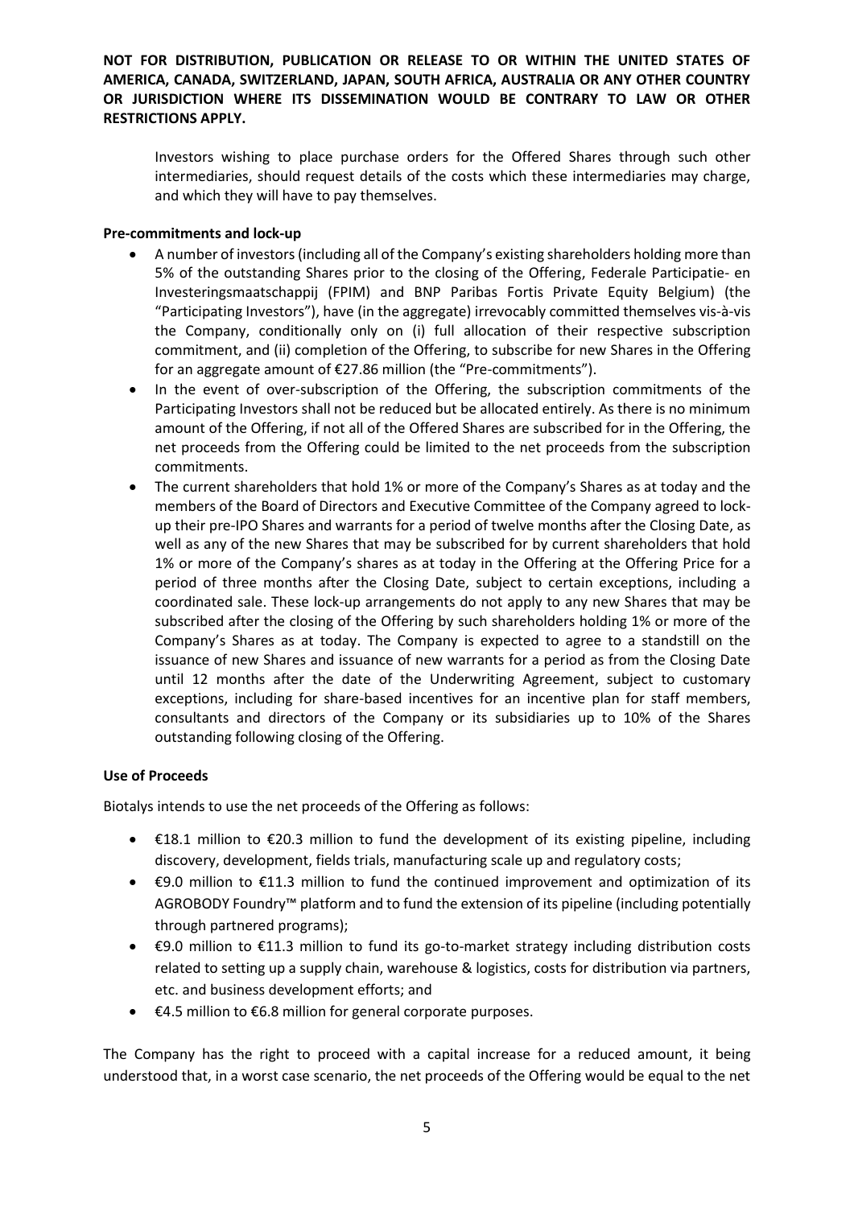Investors wishing to place purchase orders for the Offered Shares through such other intermediaries, should request details of the costs which these intermediaries may charge, and which they will have to pay themselves.

**Pre-commitments and lock-up**

- A number of investors (including all of the Company's existing shareholders holding more than 5% of the outstanding Shares prior to the closing of the Offering, Federale Participatie- en Investeringsmaatschappij (FPIM) and BNP Paribas Fortis Private Equity Belgium) (the "Participating Investors"), have (in the aggregate) irrevocably committed themselves vis-à-vis the Company, conditionally only on (i) full allocation of their respective subscription commitment, and (ii) completion of the Offering, to subscribe for new Shares in the Offering for an aggregate amount of €27.86 million (the "Pre-commitments").
- In the event of over-subscription of the Offering, the subscription commitments of the Participating Investors shall not be reduced but be allocated entirely. As there is no minimum amount of the Offering, if not all of the Offered Shares are subscribed for in the Offering, the net proceeds from the Offering could be limited to the net proceeds from the subscription commitments.
- The current shareholders that hold 1% or more of the Company's Shares as at today and the members of the Board of Directors and Executive Committee of the Company agreed to lock-up their pre-IPO Shares and warrants for a period of twelve months after the Closing Date, as well as any of the new Shares that may be subscribed for by current shareholders that hold 1% or more of the Company's shares as at today in the Offering at the Offering Price for a period of three months after the Closing Date, subject to certain exceptions, including a coordinated sale. These lock-up arrangements do not apply to any new Shares that may be subscribed after the closing of the Offering by such shareholders holding 1% or more of the Company's Shares as at today. The Company is expected to agree to a standstill on the issuance of new Shares and issuance of new warrants for a period as from the Closing Date until 12 months after the date of the Underwriting Agreement, subject to customary exceptions, including for share-based incentives for an incentive plan for staff members, consultants and directors of the Company or its subsidiaries up to 10% of the Shares outstanding following closing of the Offering.

**Use of Proceeds**

Biotalys intends to use the net proceeds of the Offering as follows:

- €18.1 million to €20.3 million to fund the development of its existing pipeline, including discovery, development, fields trials, manufacturing scale up and regulatory costs;
- €9.0 million to €11.3 million to fund the continued improvement and optimization of its AGROBODY Foundry™ platform and to fund the extension of its pipeline (including potentially through partnered programs);
- €9.0 million to €11.3 million to fund its go-to-market strategy including distribution costs related to setting up a supply chain, warehouse & logistics, costs for distribution via partners, etc. and business development efforts; and
- €4.5 million to €6.8 million for general corporate purposes.

The Company has the right to proceed with a capital increase for a reduced amount, it being understood that, in a worst case scenario, the net proceeds of the Offering would be equal to the net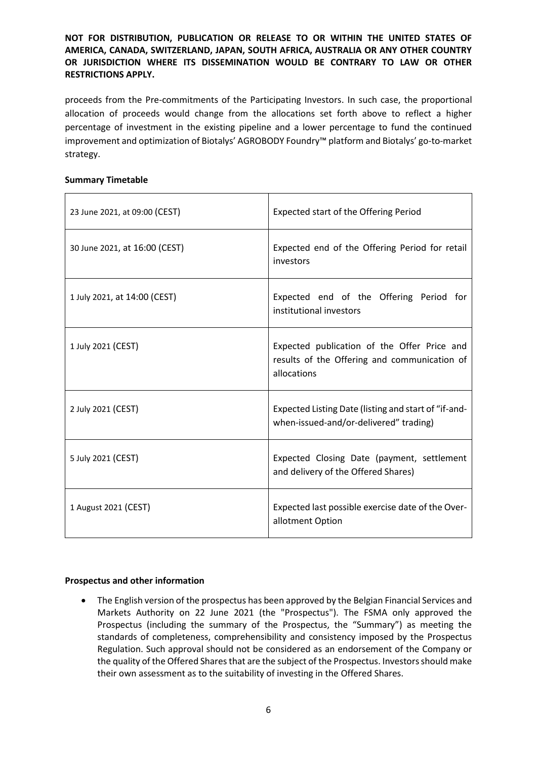proceeds from the Pre-commitments of the Participating Investors. In such case, the proportional allocation of proceeds would change from the allocations set forth above to reflect a higher percentage of investment in the existing pipeline and a lower percentage to fund the continued improvement and optimization of Biotalys' AGROBODY Foundry™ platform and Biotalys' go-to-market strategy.

**Summary Timetable**

| | |
|---|---|
| 23 June 2021, at 09:00 (CEST) | Expected start of the Offering Period |
| 30 June 2021, at 16:00 (CEST) | Expected end of the Offering Period for retail investors |
| 1 July 2021, at 14:00 (CEST) | Expected end of the Offering Period for institutional investors |
| 1 July 2021 (CEST) | Expected publication of the Offer Price and results of the Offering and communication of allocations |
| 2 July 2021 (CEST) | Expected Listing Date (listing and start of "if-and-when-issued-and/or-delivered" trading) |
| 5 July 2021 (CEST) | Expected Closing Date (payment, settlement and delivery of the Offered Shares) |
| 1 August 2021 (CEST) | Expected last possible exercise date of the Over-allotment Option |

**Prospectus and other information**

- The English version of the prospectus has been approved by the Belgian Financial Services and Markets Authority on 22 June 2021 (the "Prospectus"). The FSMA only approved the Prospectus (including the summary of the Prospectus, the "Summary") as meeting the standards of completeness, comprehensibility and consistency imposed by the Prospectus Regulation. Such approval should not be considered as an endorsement of the Company or the quality of the Offered Shares that are the subject of the Prospectus. Investors should make their own assessment as to the suitability of investing in the Offered Shares.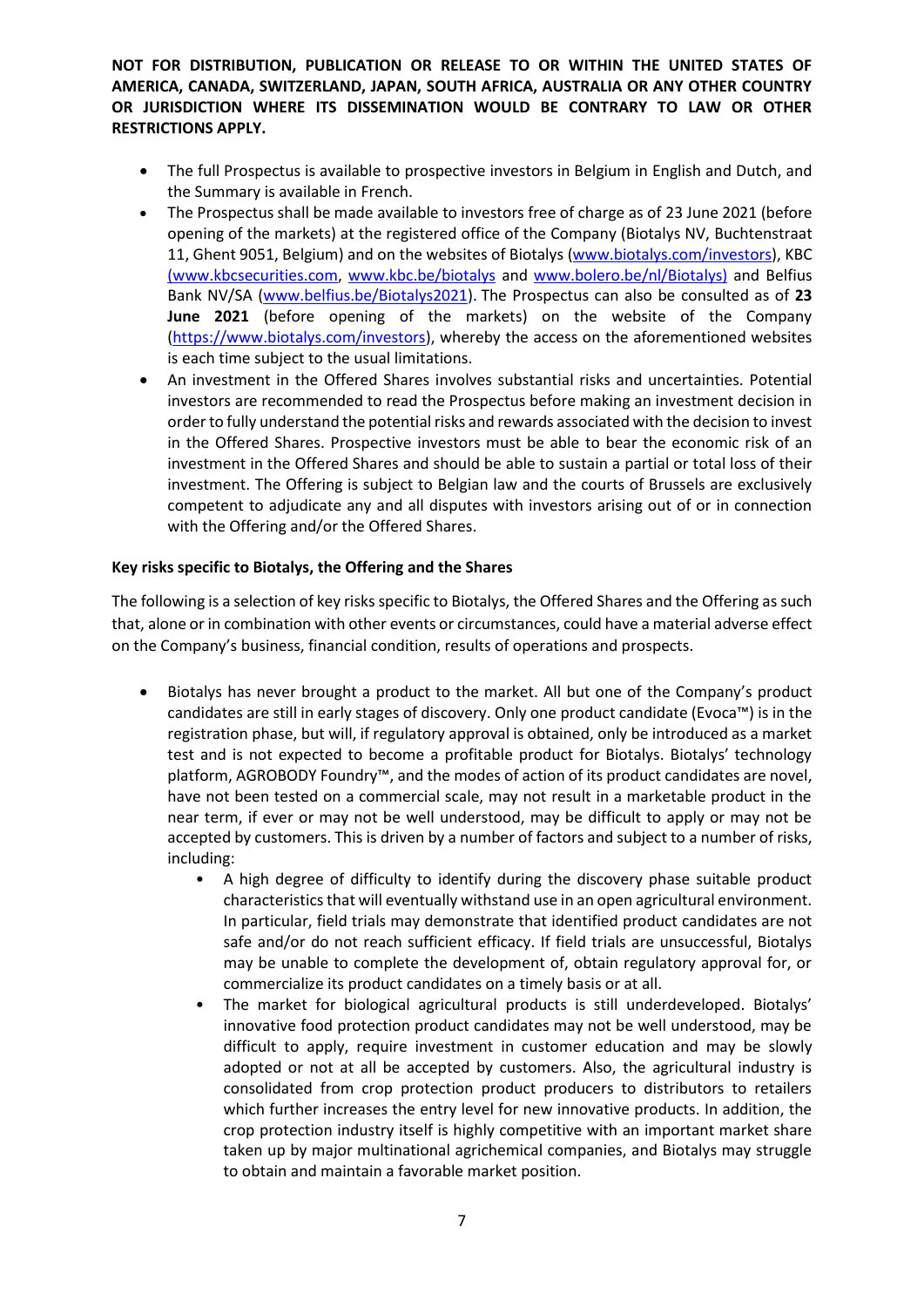**NOT FOR DISTRIBUTION, PUBLICATION OR RELEASE TO OR WITHIN THE UNITED STATES OF AMERICA, CANADA, SWITZERLAND, JAPAN, SOUTH AFRICA, AUSTRALIA OR ANY OTHER COUNTRY OR JURISDICTION WHERE ITS DISSEMINATION WOULD BE CONTRARY TO LAW OR OTHER RESTRICTIONS APPLY.**

- The full Prospectus is available to prospective investors in Belgium in English and Dutch, and the Summary is available in French.
- The Prospectus shall be made available to investors free of charge as of 23 June 2021 (before opening of the markets) at the registered office of the Company (Biotalys NV, Buchtenstraat 11, Ghent 9051, Belgium) and on the websites of Biotalys (www.biotalys.com/investors), KBC (www.kbcsecurities.com, www.kbc.be/biotalys and www.bolero.be/nl/Biotalys) and Belfius Bank NV/SA (www.belfius.be/Biotalys2021). The Prospectus can also be consulted as of **23 June 2021** (before opening of the markets) on the website of the Company (https://www.biotalys.com/investors), whereby the access on the aforementioned websites is each time subject to the usual limitations.
- An investment in the Offered Shares involves substantial risks and uncertainties. Potential investors are recommended to read the Prospectus before making an investment decision in order to fully understand the potential risks and rewards associated with the decision to invest in the Offered Shares. Prospective investors must be able to bear the economic risk of an investment in the Offered Shares and should be able to sustain a partial or total loss of their investment. The Offering is subject to Belgian law and the courts of Brussels are exclusively competent to adjudicate any and all disputes with investors arising out of or in connection with the Offering and/or the Offered Shares.

**Key risks specific to Biotalys, the Offering and the Shares**

The following is a selection of key risks specific to Biotalys, the Offered Shares and the Offering as such that, alone or in combination with other events or circumstances, could have a material adverse effect on the Company's business, financial condition, results of operations and prospects.

- Biotalys has never brought a product to the market. All but one of the Company's product candidates are still in early stages of discovery. Only one product candidate (Evoca™) is in the registration phase, but will, if regulatory approval is obtained, only be introduced as a market test and is not expected to become a profitable product for Biotalys. Biotalys' technology platform, AGROBODY Foundry™, and the modes of action of its product candidates are novel, have not been tested on a commercial scale, may not result in a marketable product in the near term, if ever or may not be well understood, may be difficult to apply or may not be accepted by customers. This is driven by a number of factors and subject to a number of risks, including:
    - A high degree of difficulty to identify during the discovery phase suitable product characteristics that will eventually withstand use in an open agricultural environment. In particular, field trials may demonstrate that identified product candidates are not safe and/or do not reach sufficient efficacy. If field trials are unsuccessful, Biotalys may be unable to complete the development of, obtain regulatory approval for, or commercialize its product candidates on a timely basis or at all.
    - The market for biological agricultural products is still underdeveloped. Biotalys' innovative food protection product candidates may not be well understood, may be difficult to apply, require investment in customer education and may be slowly adopted or not at all be accepted by customers. Also, the agricultural industry is consolidated from crop protection product producers to distributors to retailers which further increases the entry level for new innovative products. In addition, the crop protection industry itself is highly competitive with an important market share taken up by major multinational agrichemical companies, and Biotalys may struggle to obtain and maintain a favorable market position.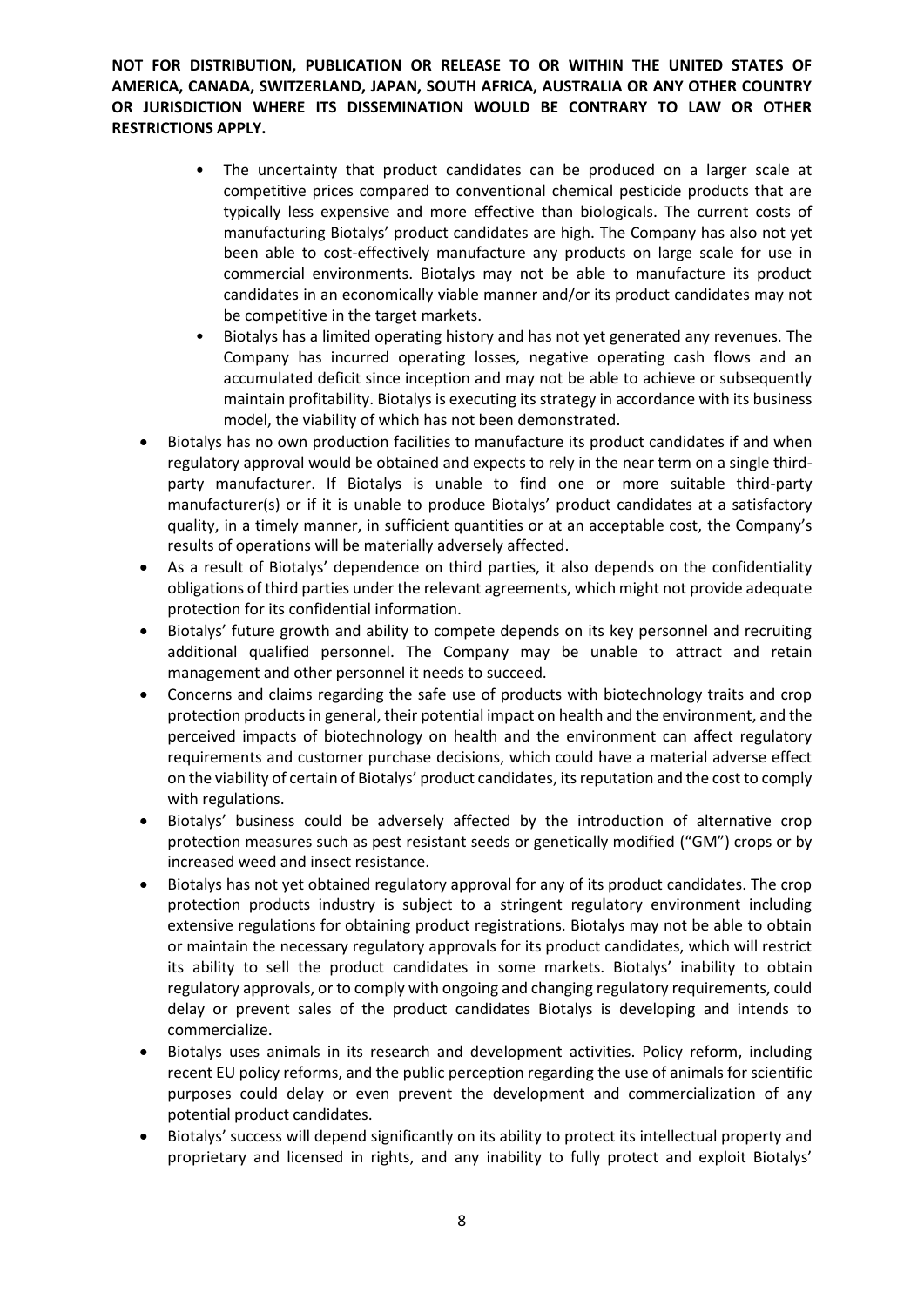**NOT FOR DISTRIBUTION, PUBLICATION OR RELEASE TO OR WITHIN THE UNITED STATES OF AMERICA, CANADA, SWITZERLAND, JAPAN, SOUTH AFRICA, AUSTRALIA OR ANY OTHER COUNTRY OR JURISDICTION WHERE ITS DISSEMINATION WOULD BE CONTRARY TO LAW OR OTHER RESTRICTIONS APPLY.**

    - The uncertainty that product candidates can be produced on a larger scale at competitive prices compared to conventional chemical pesticide products that are typically less expensive and more effective than biologicals. The current costs of manufacturing Biotalys' product candidates are high. The Company has also not yet been able to cost-effectively manufacture any products on large scale for use in commercial environments. Biotalys may not be able to manufacture its product candidates in an economically viable manner and/or its product candidates may not be competitive in the target markets.
    - Biotalys has a limited operating history and has not yet generated any revenues. The Company has incurred operating losses, negative operating cash flows and an accumulated deficit since inception and may not be able to achieve or subsequently maintain profitability. Biotalys is executing its strategy in accordance with its business model, the viability of which has not been demonstrated.
- Biotalys has no own production facilities to manufacture its product candidates if and when regulatory approval would be obtained and expects to rely in the near term on a single third-party manufacturer. If Biotalys is unable to find one or more suitable third-party manufacturer(s) or if it is unable to produce Biotalys' product candidates at a satisfactory quality, in a timely manner, in sufficient quantities or at an acceptable cost, the Company's results of operations will be materially adversely affected.
- As a result of Biotalys' dependence on third parties, it also depends on the confidentiality obligations of third parties under the relevant agreements, which might not provide adequate protection for its confidential information.
- Biotalys' future growth and ability to compete depends on its key personnel and recruiting additional qualified personnel. The Company may be unable to attract and retain management and other personnel it needs to succeed.
- Concerns and claims regarding the safe use of products with biotechnology traits and crop protection products in general, their potential impact on health and the environment, and the perceived impacts of biotechnology on health and the environment can affect regulatory requirements and customer purchase decisions, which could have a material adverse effect on the viability of certain of Biotalys' product candidates, its reputation and the cost to comply with regulations.
- Biotalys' business could be adversely affected by the introduction of alternative crop protection measures such as pest resistant seeds or genetically modified ("GM") crops or by increased weed and insect resistance.
- Biotalys has not yet obtained regulatory approval for any of its product candidates. The crop protection products industry is subject to a stringent regulatory environment including extensive regulations for obtaining product registrations. Biotalys may not be able to obtain or maintain the necessary regulatory approvals for its product candidates, which will restrict its ability to sell the product candidates in some markets. Biotalys' inability to obtain regulatory approvals, or to comply with ongoing and changing regulatory requirements, could delay or prevent sales of the product candidates Biotalys is developing and intends to commercialize.
- Biotalys uses animals in its research and development activities. Policy reform, including recent EU policy reforms, and the public perception regarding the use of animals for scientific purposes could delay or even prevent the development and commercialization of any potential product candidates.
- Biotalys' success will depend significantly on its ability to protect its intellectual property and proprietary and licensed in rights, and any inability to fully protect and exploit Biotalys'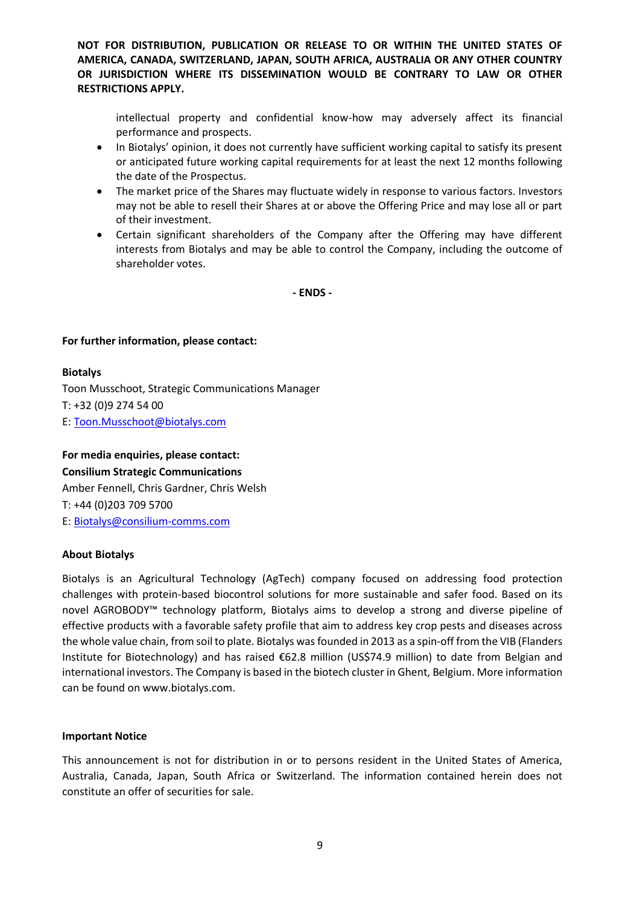**NOT FOR DISTRIBUTION, PUBLICATION OR RELEASE TO OR WITHIN THE UNITED STATES OF AMERICA, CANADA, SWITZERLAND, JAPAN, SOUTH AFRICA, AUSTRALIA OR ANY OTHER COUNTRY OR JURISDICTION WHERE ITS DISSEMINATION WOULD BE CONTRARY TO LAW OR OTHER RESTRICTIONS APPLY.**

intellectual property and confidential know-how may adversely affect its financial performance and prospects.

- In Biotalys' opinion, it does not currently have sufficient working capital to satisfy its present or anticipated future working capital requirements for at least the next 12 months following the date of the Prospectus.
- The market price of the Shares may fluctuate widely in response to various factors. Investors may not be able to resell their Shares at or above the Offering Price and may lose all or part of their investment.
- Certain significant shareholders of the Company after the Offering may have different interests from Biotalys and may be able to control the Company, including the outcome of shareholder votes.

**- ENDS -**

**For further information, please contact:**

**Biotalys**
Toon Musschoot, Strategic Communications Manager
T: +32 (0)9 274 54 00
E: Toon.Musschoot@biotalys.com

**For media enquiries, please contact:**
**Consilium Strategic Communications**
Amber Fennell, Chris Gardner, Chris Welsh
T: +44 (0)203 709 5700
E: Biotalys@consilium-comms.com

**About Biotalys**

Biotalys is an Agricultural Technology (AgTech) company focused on addressing food protection challenges with protein-based biocontrol solutions for more sustainable and safer food. Based on its novel AGROBODY™ technology platform, Biotalys aims to develop a strong and diverse pipeline of effective products with a favorable safety profile that aim to address key crop pests and diseases across the whole value chain, from soil to plate. Biotalys was founded in 2013 as a spin-off from the VIB (Flanders Institute for Biotechnology) and has raised €62.8 million (US$74.9 million) to date from Belgian and international investors. The Company is based in the biotech cluster in Ghent, Belgium. More information can be found on www.biotalys.com.

**Important Notice**

This announcement is not for distribution in or to persons resident in the United States of America, Australia, Canada, Japan, South Africa or Switzerland. The information contained herein does not constitute an offer of securities for sale.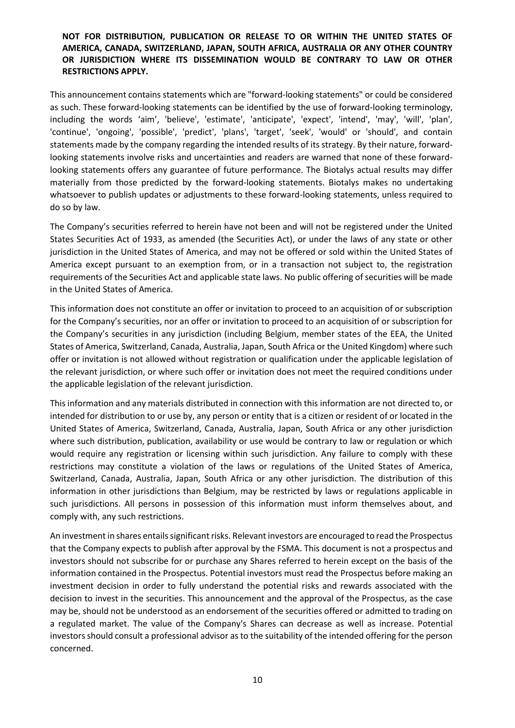**NOT FOR DISTRIBUTION, PUBLICATION OR RELEASE TO OR WITHIN THE UNITED STATES OF AMERICA, CANADA, SWITZERLAND, JAPAN, SOUTH AFRICA, AUSTRALIA OR ANY OTHER COUNTRY OR JURISDICTION WHERE ITS DISSEMINATION WOULD BE CONTRARY TO LAW OR OTHER RESTRICTIONS APPLY.**

This announcement contains statements which are "forward-looking statements" or could be considered as such. These forward-looking statements can be identified by the use of forward-looking terminology, including the words 'aim', 'believe', 'estimate', 'anticipate', 'expect', 'intend', 'may', 'will', 'plan', 'continue', 'ongoing', 'possible', 'predict', 'plans', 'target', 'seek', 'would' or 'should', and contain statements made by the company regarding the intended results of its strategy. By their nature, forward-looking statements involve risks and uncertainties and readers are warned that none of these forward-looking statements offers any guarantee of future performance. The Biotalys actual results may differ materially from those predicted by the forward-looking statements. Biotalys makes no undertaking whatsoever to publish updates or adjustments to these forward-looking statements, unless required to do so by law.

The Company's securities referred to herein have not been and will not be registered under the United States Securities Act of 1933, as amended (the Securities Act), or under the laws of any state or other jurisdiction in the United States of America, and may not be offered or sold within the United States of America except pursuant to an exemption from, or in a transaction not subject to, the registration requirements of the Securities Act and applicable state laws. No public offering of securities will be made in the United States of America.

This information does not constitute an offer or invitation to proceed to an acquisition of or subscription for the Company's securities, nor an offer or invitation to proceed to an acquisition of or subscription for the Company's securities in any jurisdiction (including Belgium, member states of the EEA, the United States of America, Switzerland, Canada, Australia, Japan, South Africa or the United Kingdom) where such offer or invitation is not allowed without registration or qualification under the applicable legislation of the relevant jurisdiction, or where such offer or invitation does not meet the required conditions under the applicable legislation of the relevant jurisdiction.

This information and any materials distributed in connection with this information are not directed to, or intended for distribution to or use by, any person or entity that is a citizen or resident of or located in the United States of America, Switzerland, Canada, Australia, Japan, South Africa or any other jurisdiction where such distribution, publication, availability or use would be contrary to law or regulation or which would require any registration or licensing within such jurisdiction. Any failure to comply with these restrictions may constitute a violation of the laws or regulations of the United States of America, Switzerland, Canada, Australia, Japan, South Africa or any other jurisdiction. The distribution of this information in other jurisdictions than Belgium, may be restricted by laws or regulations applicable in such jurisdictions. All persons in possession of this information must inform themselves about, and comply with, any such restrictions.

An investment in shares entails significant risks. Relevant investors are encouraged to read the Prospectus that the Company expects to publish after approval by the FSMA. This document is not a prospectus and investors should not subscribe for or purchase any Shares referred to herein except on the basis of the information contained in the Prospectus. Potential investors must read the Prospectus before making an investment decision in order to fully understand the potential risks and rewards associated with the decision to invest in the securities. This announcement and the approval of the Prospectus, as the case may be, should not be understood as an endorsement of the securities offered or admitted to trading on a regulated market. The value of the Company's Shares can decrease as well as increase. Potential investors should consult a professional advisor as to the suitability of the intended offering for the person concerned.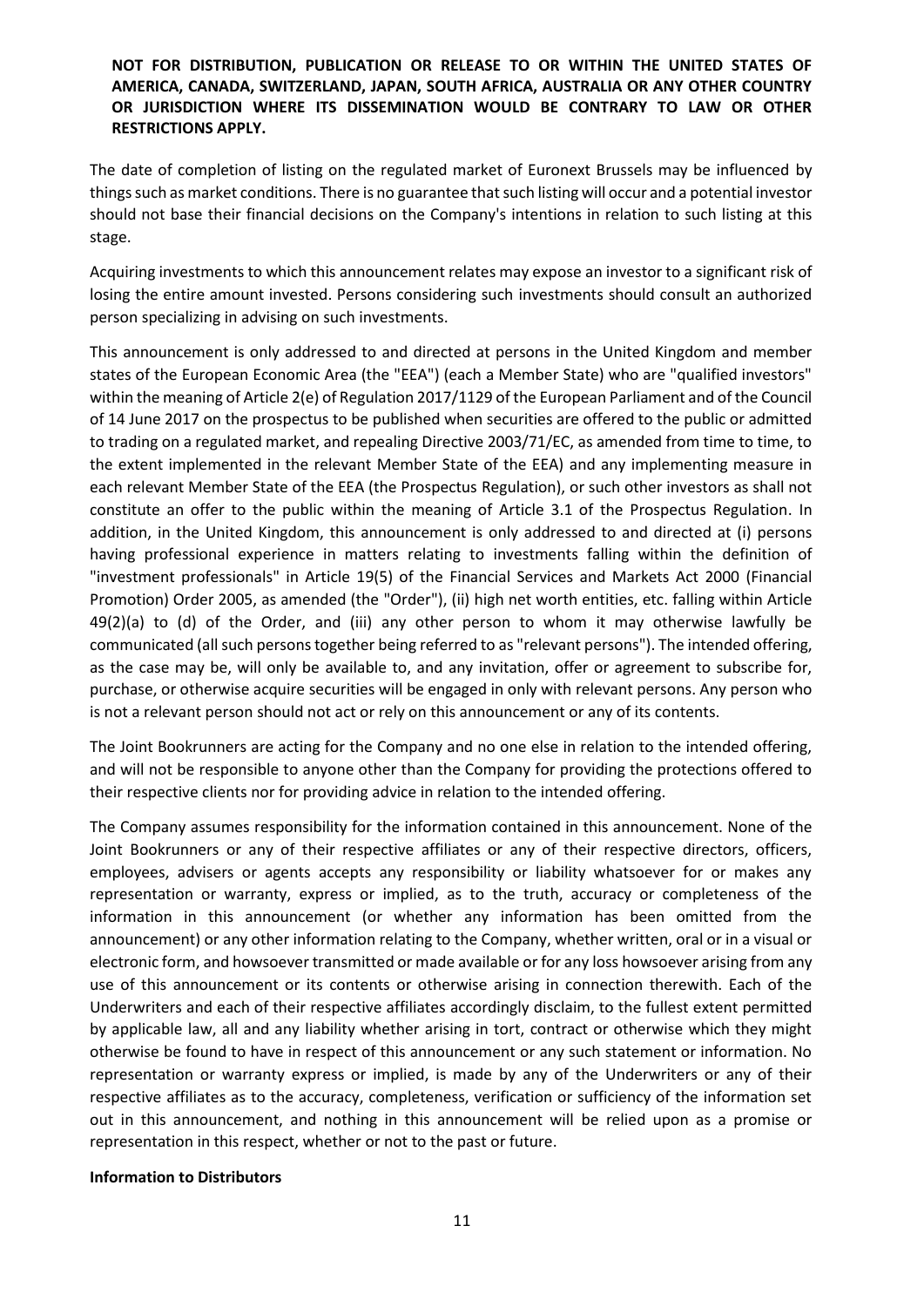**NOT FOR DISTRIBUTION, PUBLICATION OR RELEASE TO OR WITHIN THE UNITED STATES OF AMERICA, CANADA, SWITZERLAND, JAPAN, SOUTH AFRICA, AUSTRALIA OR ANY OTHER COUNTRY OR JURISDICTION WHERE ITS DISSEMINATION WOULD BE CONTRARY TO LAW OR OTHER RESTRICTIONS APPLY.**

The date of completion of listing on the regulated market of Euronext Brussels may be influenced by things such as market conditions. There is no guarantee that such listing will occur and a potential investor should not base their financial decisions on the Company's intentions in relation to such listing at this stage.

Acquiring investments to which this announcement relates may expose an investor to a significant risk of losing the entire amount invested. Persons considering such investments should consult an authorized person specializing in advising on such investments.

This announcement is only addressed to and directed at persons in the United Kingdom and member states of the European Economic Area (the "EEA") (each a Member State) who are "qualified investors" within the meaning of Article 2(e) of Regulation 2017/1129 of the European Parliament and of the Council of 14 June 2017 on the prospectus to be published when securities are offered to the public or admitted to trading on a regulated market, and repealing Directive 2003/71/EC, as amended from time to time, to the extent implemented in the relevant Member State of the EEA) and any implementing measure in each relevant Member State of the EEA (the Prospectus Regulation), or such other investors as shall not constitute an offer to the public within the meaning of Article 3.1 of the Prospectus Regulation. In addition, in the United Kingdom, this announcement is only addressed to and directed at (i) persons having professional experience in matters relating to investments falling within the definition of "investment professionals" in Article 19(5) of the Financial Services and Markets Act 2000 (Financial Promotion) Order 2005, as amended (the "Order"), (ii) high net worth entities, etc. falling within Article 49(2)(a) to (d) of the Order, and (iii) any other person to whom it may otherwise lawfully be communicated (all such persons together being referred to as "relevant persons"). The intended offering, as the case may be, will only be available to, and any invitation, offer or agreement to subscribe for, purchase, or otherwise acquire securities will be engaged in only with relevant persons. Any person who is not a relevant person should not act or rely on this announcement or any of its contents.

The Joint Bookrunners are acting for the Company and no one else in relation to the intended offering, and will not be responsible to anyone other than the Company for providing the protections offered to their respective clients nor for providing advice in relation to the intended offering.

The Company assumes responsibility for the information contained in this announcement. None of the Joint Bookrunners or any of their respective affiliates or any of their respective directors, officers, employees, advisers or agents accepts any responsibility or liability whatsoever for or makes any representation or warranty, express or implied, as to the truth, accuracy or completeness of the information in this announcement (or whether any information has been omitted from the announcement) or any other information relating to the Company, whether written, oral or in a visual or electronic form, and howsoever transmitted or made available or for any loss howsoever arising from any use of this announcement or its contents or otherwise arising in connection therewith. Each of the Underwriters and each of their respective affiliates accordingly disclaim, to the fullest extent permitted by applicable law, all and any liability whether arising in tort, contract or otherwise which they might otherwise be found to have in respect of this announcement or any such statement or information. No representation or warranty express or implied, is made by any of the Underwriters or any of their respective affiliates as to the accuracy, completeness, verification or sufficiency of the information set out in this announcement, and nothing in this announcement will be relied upon as a promise or representation in this respect, whether or not to the past or future.

**Information to Distributors**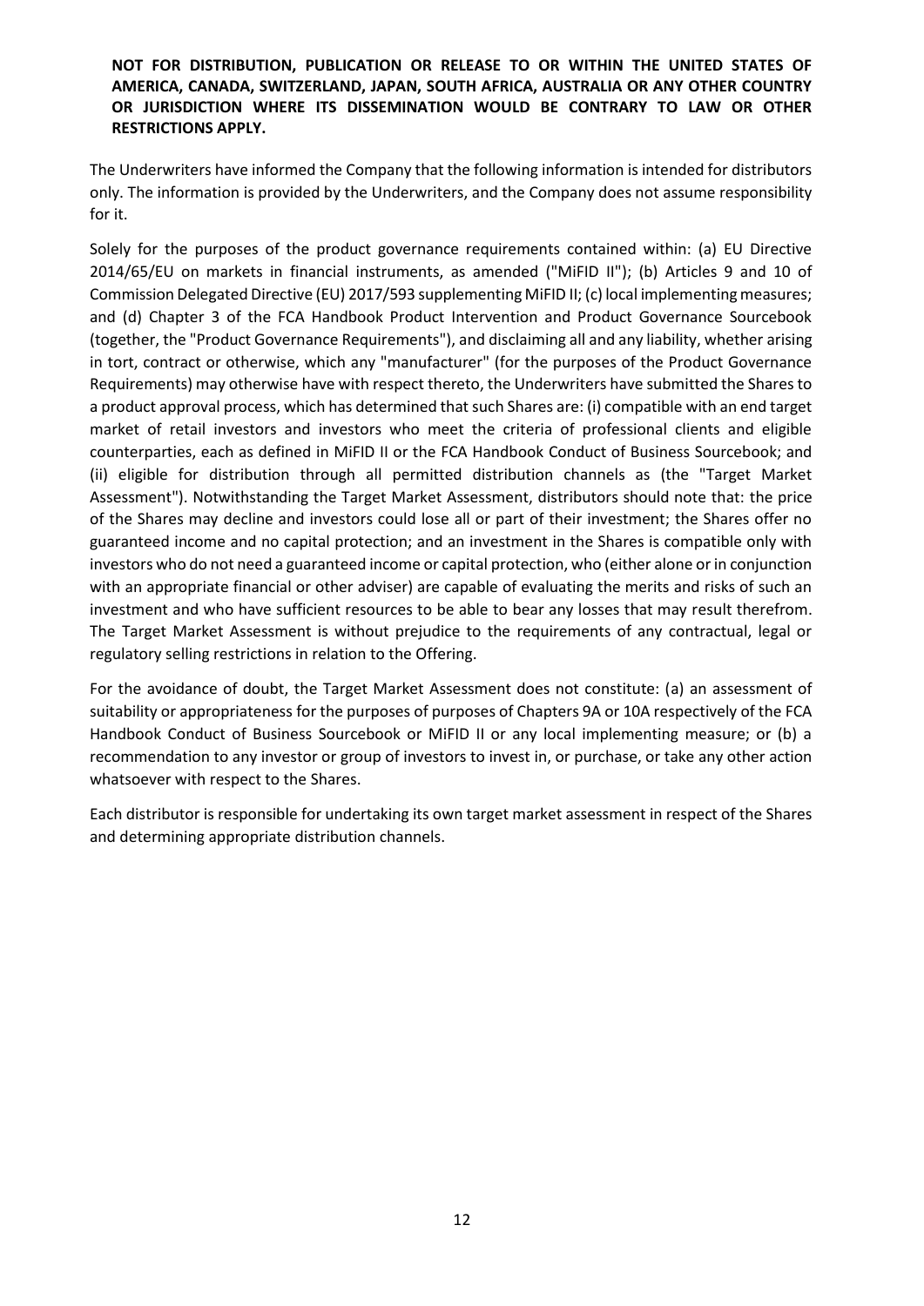**NOT FOR DISTRIBUTION, PUBLICATION OR RELEASE TO OR WITHIN THE UNITED STATES OF AMERICA, CANADA, SWITZERLAND, JAPAN, SOUTH AFRICA, AUSTRALIA OR ANY OTHER COUNTRY OR JURISDICTION WHERE ITS DISSEMINATION WOULD BE CONTRARY TO LAW OR OTHER RESTRICTIONS APPLY.**

The Underwriters have informed the Company that the following information is intended for distributors only. The information is provided by the Underwriters, and the Company does not assume responsibility for it.

Solely for the purposes of the product governance requirements contained within: (a) EU Directive 2014/65/EU on markets in financial instruments, as amended ("MiFID II"); (b) Articles 9 and 10 of Commission Delegated Directive (EU) 2017/593 supplementing MiFID II; (c) local implementing measures; and (d) Chapter 3 of the FCA Handbook Product Intervention and Product Governance Sourcebook (together, the "Product Governance Requirements"), and disclaiming all and any liability, whether arising in tort, contract or otherwise, which any "manufacturer" (for the purposes of the Product Governance Requirements) may otherwise have with respect thereto, the Underwriters have submitted the Shares to a product approval process, which has determined that such Shares are: (i) compatible with an end target market of retail investors and investors who meet the criteria of professional clients and eligible counterparties, each as defined in MiFID II or the FCA Handbook Conduct of Business Sourcebook; and (ii) eligible for distribution through all permitted distribution channels as (the "Target Market Assessment"). Notwithstanding the Target Market Assessment, distributors should note that: the price of the Shares may decline and investors could lose all or part of their investment; the Shares offer no guaranteed income and no capital protection; and an investment in the Shares is compatible only with investors who do not need a guaranteed income or capital protection, who (either alone or in conjunction with an appropriate financial or other adviser) are capable of evaluating the merits and risks of such an investment and who have sufficient resources to be able to bear any losses that may result therefrom. The Target Market Assessment is without prejudice to the requirements of any contractual, legal or regulatory selling restrictions in relation to the Offering.

For the avoidance of doubt, the Target Market Assessment does not constitute: (a) an assessment of suitability or appropriateness for the purposes of purposes of Chapters 9A or 10A respectively of the FCA Handbook Conduct of Business Sourcebook or MiFID II or any local implementing measure; or (b) a recommendation to any investor or group of investors to invest in, or purchase, or take any other action whatsoever with respect to the Shares.

Each distributor is responsible for undertaking its own target market assessment in respect of the Shares and determining appropriate distribution channels.